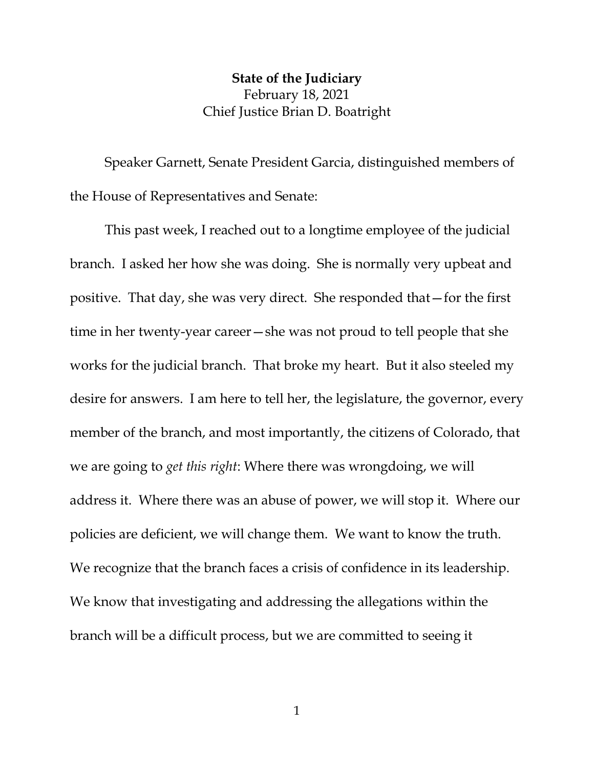**State of the Judiciary**
February 18, 2021
Chief Justice Brian D. Boatright

Speaker Garnett, Senate President Garcia, distinguished members of the House of Representatives and Senate:

This past week, I reached out to a longtime employee of the judicial branch. I asked her how she was doing. She is normally very upbeat and positive. That day, she was very direct. She responded that—for the first time in her twenty-year career—she was not proud to tell people that she works for the judicial branch. That broke my heart. But it also steeled my desire for answers. I am here to tell her, the legislature, the governor, every member of the branch, and most importantly, the citizens of Colorado, that we are going to *get this right*: Where there was wrongdoing, we will address it. Where there was an abuse of power, we will stop it. Where our policies are deficient, we will change them. We want to know the truth. We recognize that the branch faces a crisis of confidence in its leadership. We know that investigating and addressing the allegations within the branch will be a difficult process, but we are committed to seeing it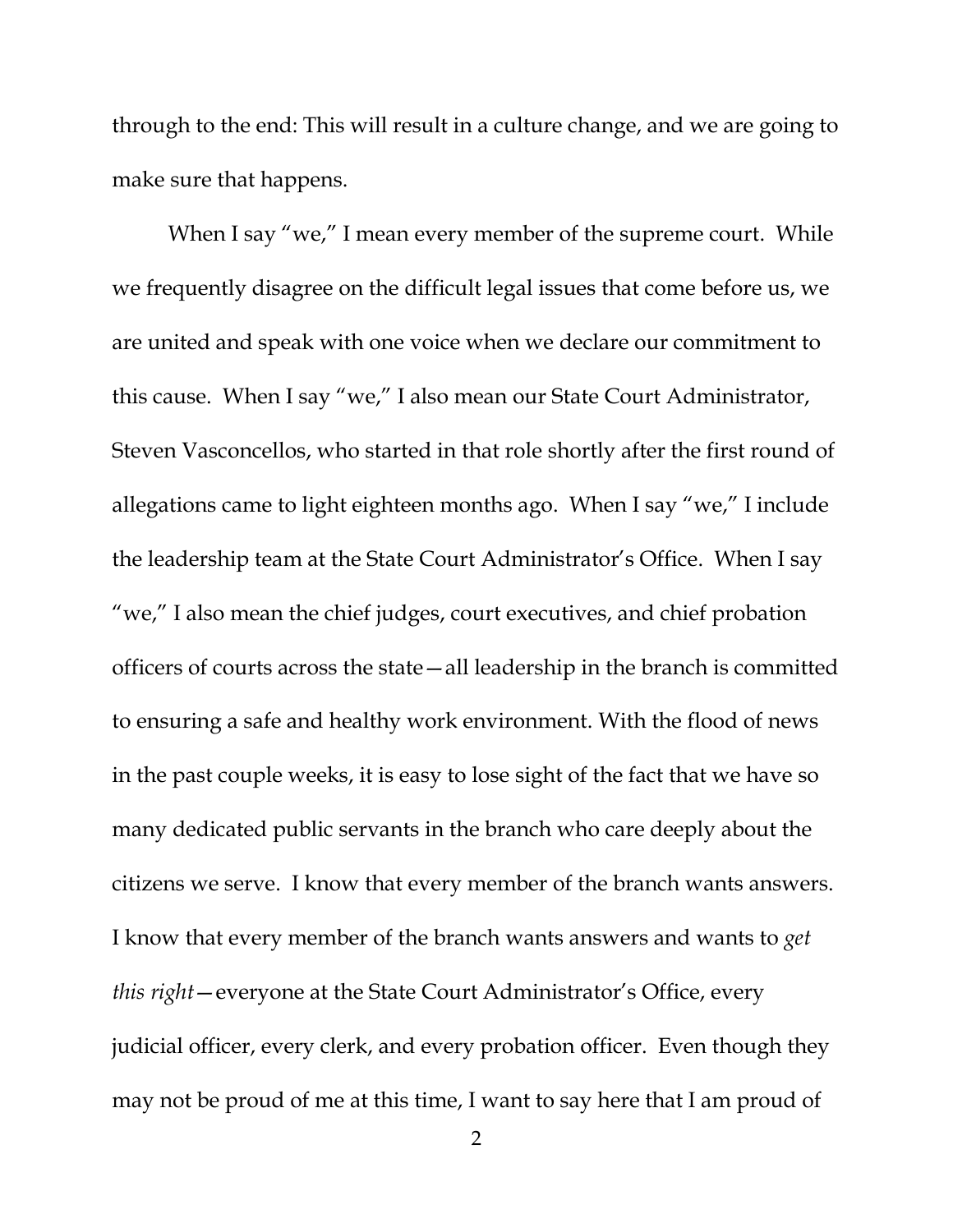through to the end: This will result in a culture change, and we are going to make sure that happens.

When I say "we," I mean every member of the supreme court. While we frequently disagree on the difficult legal issues that come before us, we are united and speak with one voice when we declare our commitment to this cause. When I say "we," I also mean our State Court Administrator, Steven Vasconcellos, who started in that role shortly after the first round of allegations came to light eighteen months ago. When I say "we," I include the leadership team at the State Court Administrator's Office. When I say "we," I also mean the chief judges, court executives, and chief probation officers of courts across the state—all leadership in the branch is committed to ensuring a safe and healthy work environment. With the flood of news in the past couple weeks, it is easy to lose sight of the fact that we have so many dedicated public servants in the branch who care deeply about the citizens we serve. I know that every member of the branch wants answers. I know that every member of the branch wants answers and wants to *get this right*—everyone at the State Court Administrator's Office, every judicial officer, every clerk, and every probation officer. Even though they may not be proud of me at this time, I want to say here that I am proud of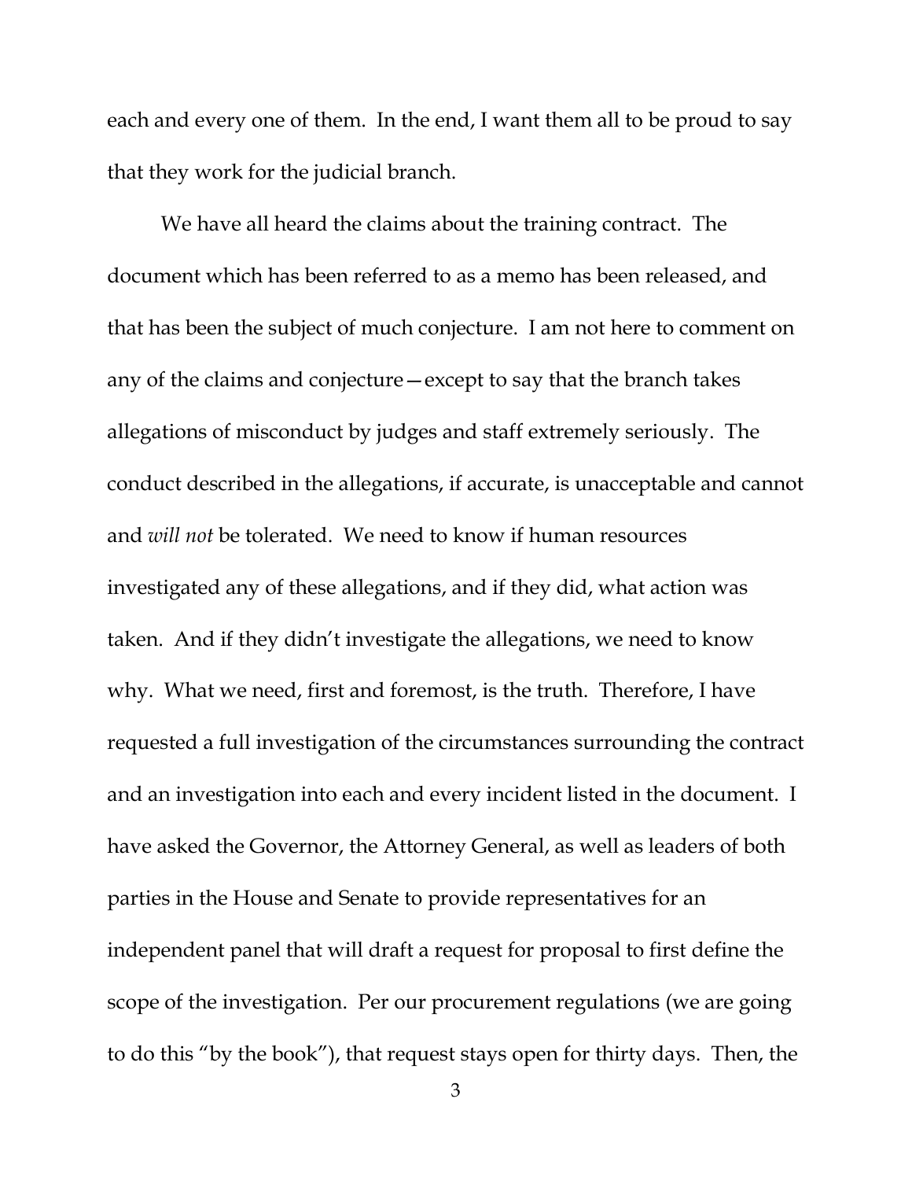each and every one of them. In the end, I want them all to be proud to say that they work for the judicial branch.

We have all heard the claims about the training contract. The document which has been referred to as a memo has been released, and that has been the subject of much conjecture. I am not here to comment on any of the claims and conjecture—except to say that the branch takes allegations of misconduct by judges and staff extremely seriously. The conduct described in the allegations, if accurate, is unacceptable and cannot and *will not* be tolerated. We need to know if human resources investigated any of these allegations, and if they did, what action was taken. And if they didn't investigate the allegations, we need to know why. What we need, first and foremost, is the truth. Therefore, I have requested a full investigation of the circumstances surrounding the contract and an investigation into each and every incident listed in the document. I have asked the Governor, the Attorney General, as well as leaders of both parties in the House and Senate to provide representatives for an independent panel that will draft a request for proposal to first define the scope of the investigation. Per our procurement regulations (we are going to do this "by the book"), that request stays open for thirty days. Then, the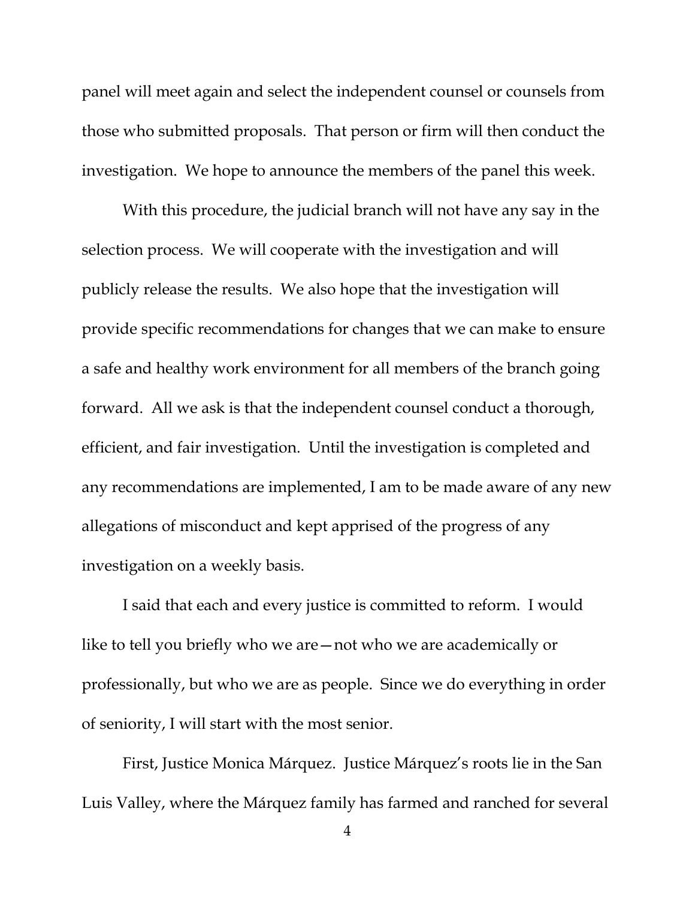panel will meet again and select the independent counsel or counsels from those who submitted proposals. That person or firm will then conduct the investigation. We hope to announce the members of the panel this week.

With this procedure, the judicial branch will not have any say in the selection process. We will cooperate with the investigation and will publicly release the results. We also hope that the investigation will provide specific recommendations for changes that we can make to ensure a safe and healthy work environment for all members of the branch going forward. All we ask is that the independent counsel conduct a thorough, efficient, and fair investigation. Until the investigation is completed and any recommendations are implemented, I am to be made aware of any new allegations of misconduct and kept apprised of the progress of any investigation on a weekly basis.

I said that each and every justice is committed to reform. I would like to tell you briefly who we are—not who we are academically or professionally, but who we are as people. Since we do everything in order of seniority, I will start with the most senior.

First, Justice Monica Márquez. Justice Márquez's roots lie in the San Luis Valley, where the Márquez family has farmed and ranched for several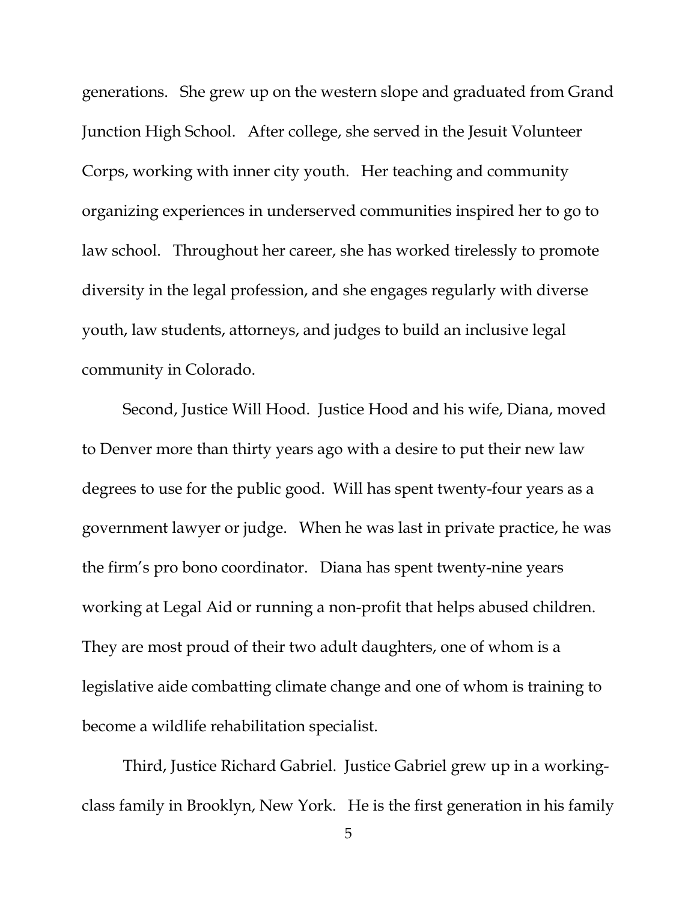generations. She grew up on the western slope and graduated from Grand Junction High School. After college, she served in the Jesuit Volunteer Corps, working with inner city youth. Her teaching and community organizing experiences in underserved communities inspired her to go to law school. Throughout her career, she has worked tirelessly to promote diversity in the legal profession, and she engages regularly with diverse youth, law students, attorneys, and judges to build an inclusive legal community in Colorado.

Second, Justice Will Hood. Justice Hood and his wife, Diana, moved to Denver more than thirty years ago with a desire to put their new law degrees to use for the public good. Will has spent twenty-four years as a government lawyer or judge. When he was last in private practice, he was the firm's pro bono coordinator. Diana has spent twenty-nine years working at Legal Aid or running a non-profit that helps abused children. They are most proud of their two adult daughters, one of whom is a legislative aide combatting climate change and one of whom is training to become a wildlife rehabilitation specialist.

Third, Justice Richard Gabriel. Justice Gabriel grew up in a working-class family in Brooklyn, New York. He is the first generation in his family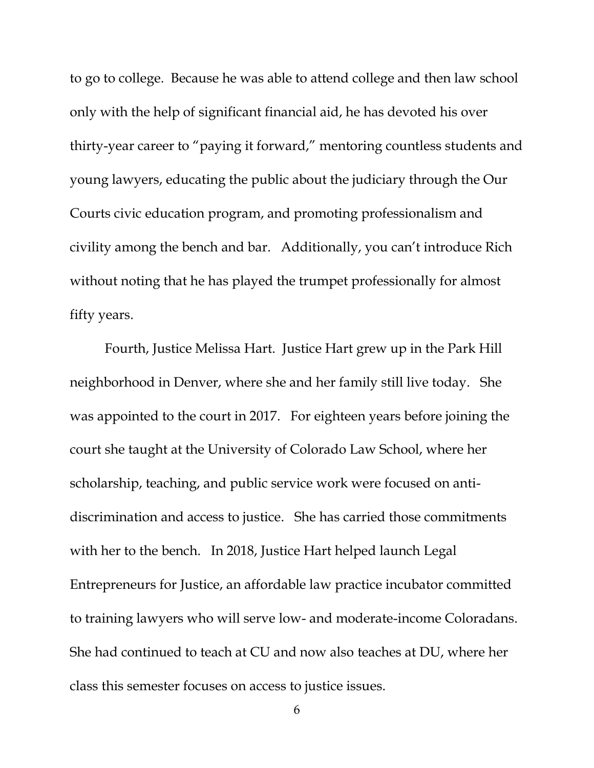to go to college. Because he was able to attend college and then law school only with the help of significant financial aid, he has devoted his over thirty-year career to "paying it forward," mentoring countless students and young lawyers, educating the public about the judiciary through the Our Courts civic education program, and promoting professionalism and civility among the bench and bar. Additionally, you can't introduce Rich without noting that he has played the trumpet professionally for almost fifty years.

Fourth, Justice Melissa Hart. Justice Hart grew up in the Park Hill neighborhood in Denver, where she and her family still live today. She was appointed to the court in 2017. For eighteen years before joining the court she taught at the University of Colorado Law School, where her scholarship, teaching, and public service work were focused on anti-discrimination and access to justice. She has carried those commitments with her to the bench. In 2018, Justice Hart helped launch Legal Entrepreneurs for Justice, an affordable law practice incubator committed to training lawyers who will serve low- and moderate-income Coloradans. She had continued to teach at CU and now also teaches at DU, where her class this semester focuses on access to justice issues.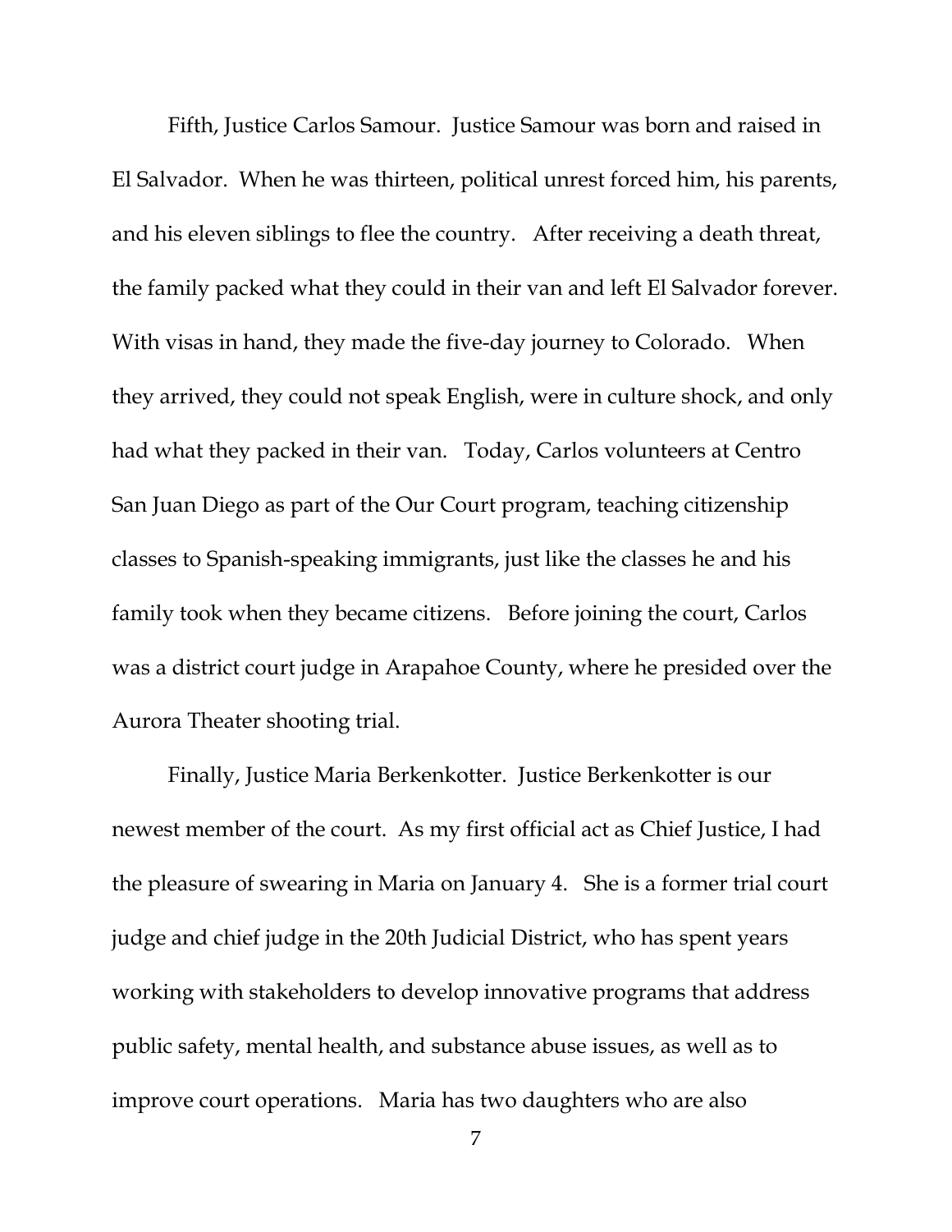Fifth, Justice Carlos Samour. Justice Samour was born and raised in El Salvador. When he was thirteen, political unrest forced him, his parents, and his eleven siblings to flee the country. After receiving a death threat, the family packed what they could in their van and left El Salvador forever. With visas in hand, they made the five-day journey to Colorado. When they arrived, they could not speak English, were in culture shock, and only had what they packed in their van. Today, Carlos volunteers at Centro San Juan Diego as part of the Our Court program, teaching citizenship classes to Spanish-speaking immigrants, just like the classes he and his family took when they became citizens. Before joining the court, Carlos was a district court judge in Arapahoe County, where he presided over the Aurora Theater shooting trial.

Finally, Justice Maria Berkenkotter. Justice Berkenkotter is our newest member of the court. As my first official act as Chief Justice, I had the pleasure of swearing in Maria on January 4. She is a former trial court judge and chief judge in the 20th Judicial District, who has spent years working with stakeholders to develop innovative programs that address public safety, mental health, and substance abuse issues, as well as to improve court operations. Maria has two daughters who are also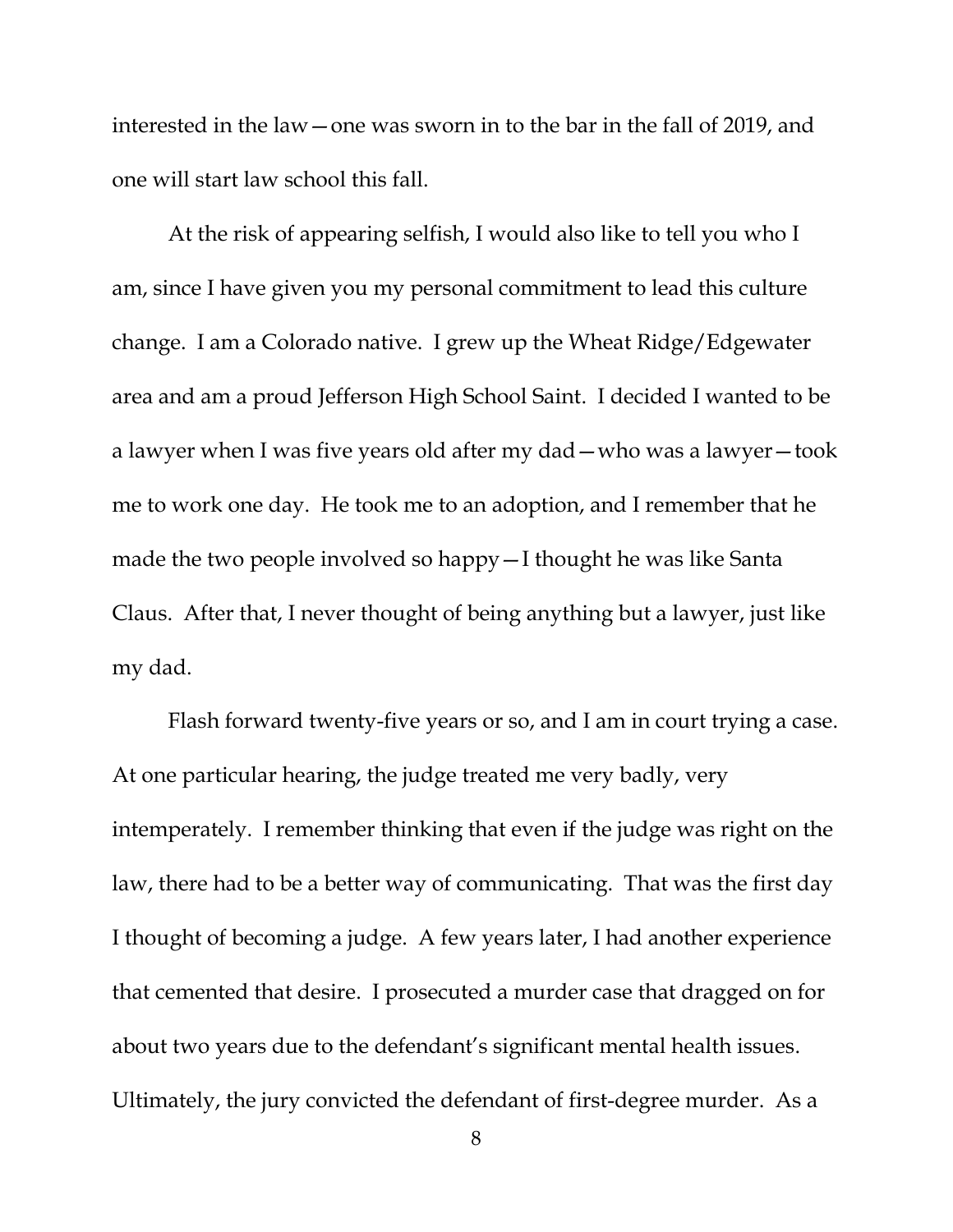interested in the law—one was sworn in to the bar in the fall of 2019, and one will start law school this fall.

At the risk of appearing selfish, I would also like to tell you who I am, since I have given you my personal commitment to lead this culture change. I am a Colorado native. I grew up the Wheat Ridge/Edgewater area and am a proud Jefferson High School Saint. I decided I wanted to be a lawyer when I was five years old after my dad—who was a lawyer—took me to work one day. He took me to an adoption, and I remember that he made the two people involved so happy—I thought he was like Santa Claus. After that, I never thought of being anything but a lawyer, just like my dad.

Flash forward twenty-five years or so, and I am in court trying a case. At one particular hearing, the judge treated me very badly, very intemperately. I remember thinking that even if the judge was right on the law, there had to be a better way of communicating. That was the first day I thought of becoming a judge. A few years later, I had another experience that cemented that desire. I prosecuted a murder case that dragged on for about two years due to the defendant's significant mental health issues. Ultimately, the jury convicted the defendant of first-degree murder. As a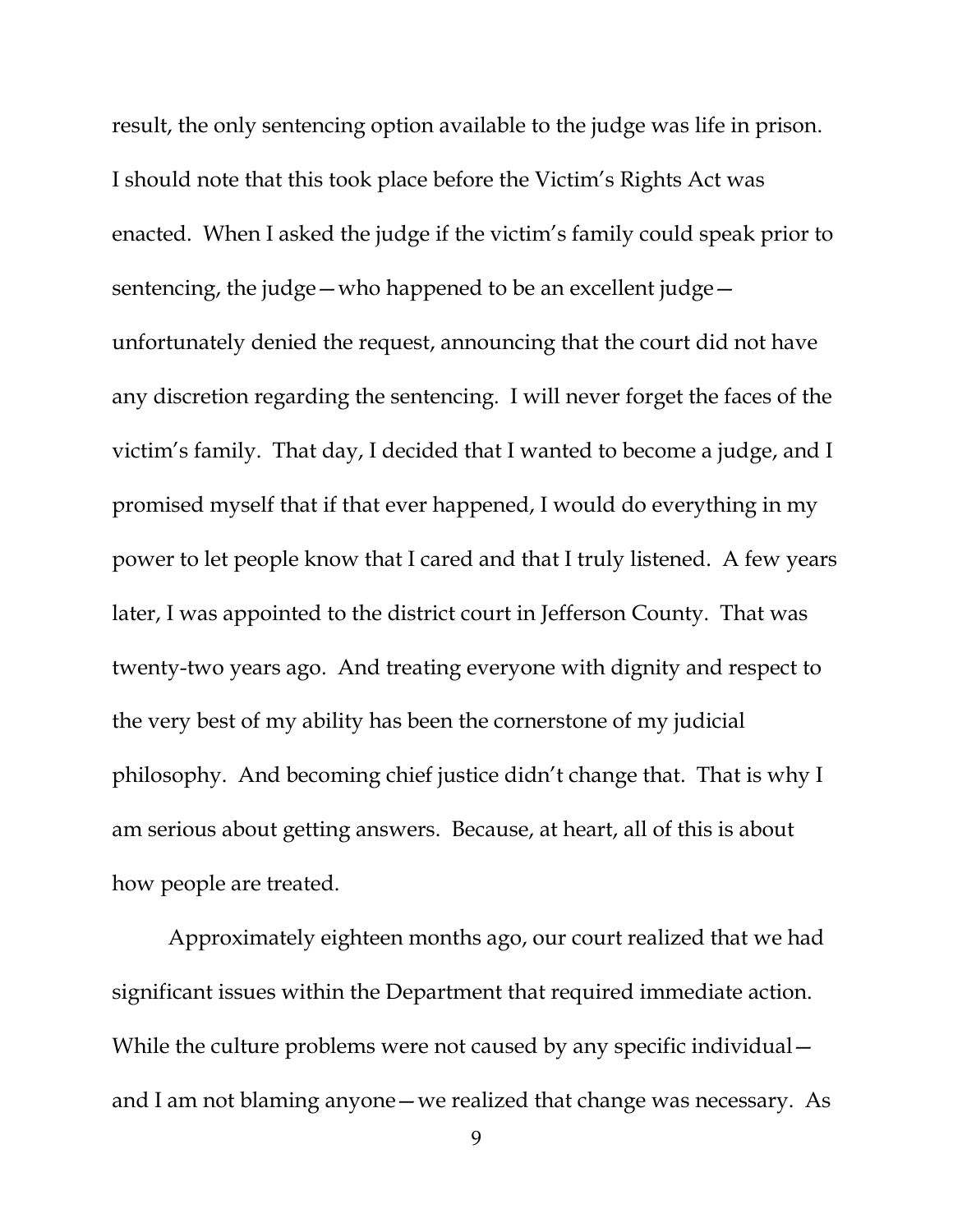result, the only sentencing option available to the judge was life in prison. I should note that this took place before the Victim's Rights Act was enacted. When I asked the judge if the victim's family could speak prior to sentencing, the judge—who happened to be an excellent judge—unfortunately denied the request, announcing that the court did not have any discretion regarding the sentencing. I will never forget the faces of the victim's family. That day, I decided that I wanted to become a judge, and I promised myself that if that ever happened, I would do everything in my power to let people know that I cared and that I truly listened. A few years later, I was appointed to the district court in Jefferson County. That was twenty-two years ago. And treating everyone with dignity and respect to the very best of my ability has been the cornerstone of my judicial philosophy. And becoming chief justice didn't change that. That is why I am serious about getting answers. Because, at heart, all of this is about how people are treated.

Approximately eighteen months ago, our court realized that we had significant issues within the Department that required immediate action. While the culture problems were not caused by any specific individual—and I am not blaming anyone—we realized that change was necessary. As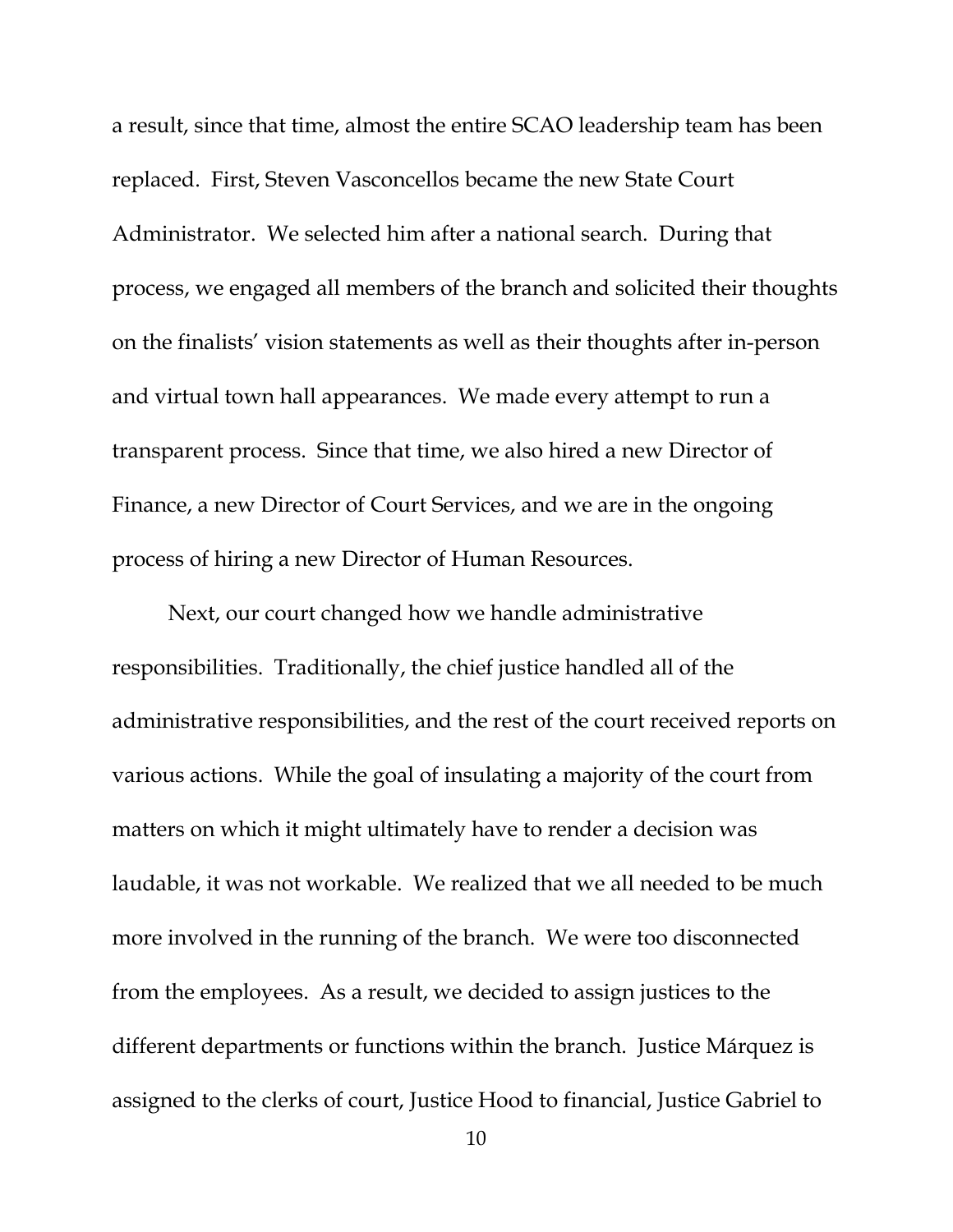a result, since that time, almost the entire SCAO leadership team has been replaced. First, Steven Vasconcellos became the new State Court Administrator. We selected him after a national search. During that process, we engaged all members of the branch and solicited their thoughts on the finalists' vision statements as well as their thoughts after in-person and virtual town hall appearances. We made every attempt to run a transparent process. Since that time, we also hired a new Director of Finance, a new Director of Court Services, and we are in the ongoing process of hiring a new Director of Human Resources.

Next, our court changed how we handle administrative responsibilities. Traditionally, the chief justice handled all of the administrative responsibilities, and the rest of the court received reports on various actions. While the goal of insulating a majority of the court from matters on which it might ultimately have to render a decision was laudable, it was not workable. We realized that we all needed to be much more involved in the running of the branch. We were too disconnected from the employees. As a result, we decided to assign justices to the different departments or functions within the branch. Justice Márquez is assigned to the clerks of court, Justice Hood to financial, Justice Gabriel to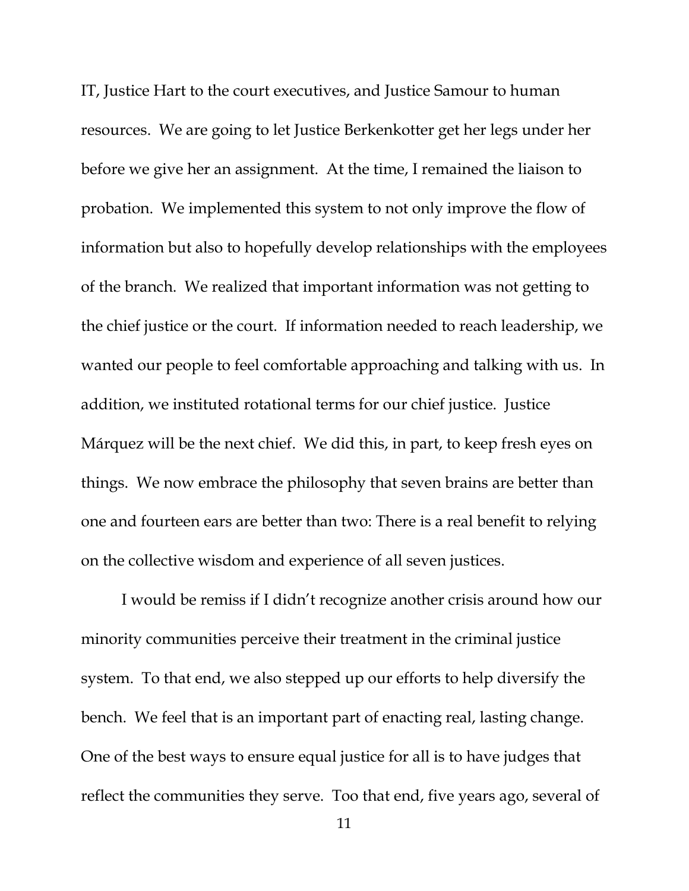IT, Justice Hart to the court executives, and Justice Samour to human resources. We are going to let Justice Berkenkotter get her legs under her before we give her an assignment. At the time, I remained the liaison to probation. We implemented this system to not only improve the flow of information but also to hopefully develop relationships with the employees of the branch. We realized that important information was not getting to the chief justice or the court. If information needed to reach leadership, we wanted our people to feel comfortable approaching and talking with us. In addition, we instituted rotational terms for our chief justice. Justice Márquez will be the next chief. We did this, in part, to keep fresh eyes on things. We now embrace the philosophy that seven brains are better than one and fourteen ears are better than two: There is a real benefit to relying on the collective wisdom and experience of all seven justices.

I would be remiss if I didn't recognize another crisis around how our minority communities perceive their treatment in the criminal justice system. To that end, we also stepped up our efforts to help diversify the bench. We feel that is an important part of enacting real, lasting change. One of the best ways to ensure equal justice for all is to have judges that reflect the communities they serve. Too that end, five years ago, several of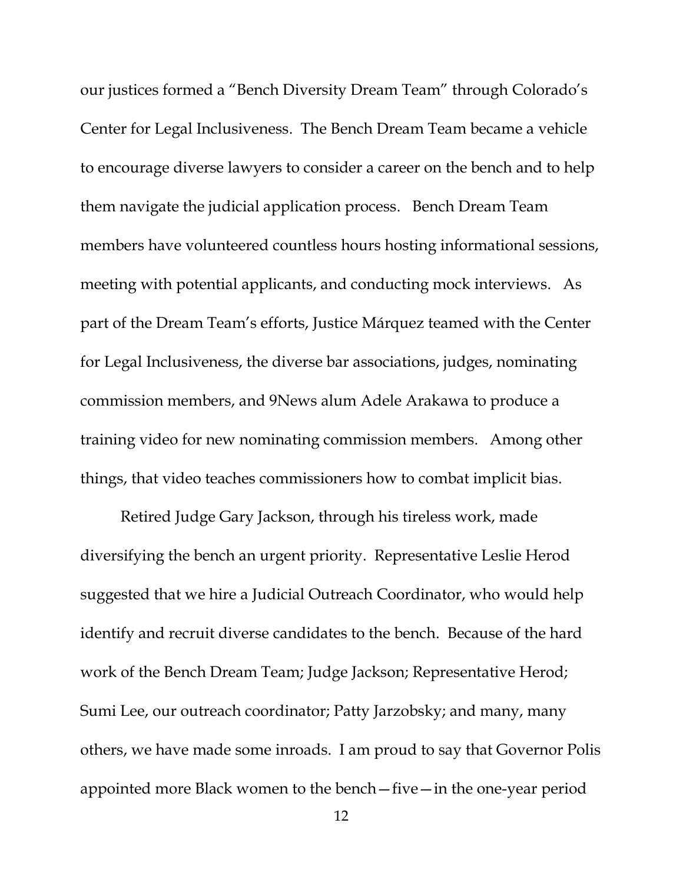our justices formed a "Bench Diversity Dream Team" through Colorado's Center for Legal Inclusiveness. The Bench Dream Team became a vehicle to encourage diverse lawyers to consider a career on the bench and to help them navigate the judicial application process. Bench Dream Team members have volunteered countless hours hosting informational sessions, meeting with potential applicants, and conducting mock interviews. As part of the Dream Team's efforts, Justice Márquez teamed with the Center for Legal Inclusiveness, the diverse bar associations, judges, nominating commission members, and 9News alum Adele Arakawa to produce a training video for new nominating commission members. Among other things, that video teaches commissioners how to combat implicit bias.

Retired Judge Gary Jackson, through his tireless work, made diversifying the bench an urgent priority. Representative Leslie Herod suggested that we hire a Judicial Outreach Coordinator, who would help identify and recruit diverse candidates to the bench. Because of the hard work of the Bench Dream Team; Judge Jackson; Representative Herod; Sumi Lee, our outreach coordinator; Patty Jarzobsky; and many, many others, we have made some inroads. I am proud to say that Governor Polis appointed more Black women to the bench—five—in the one-year period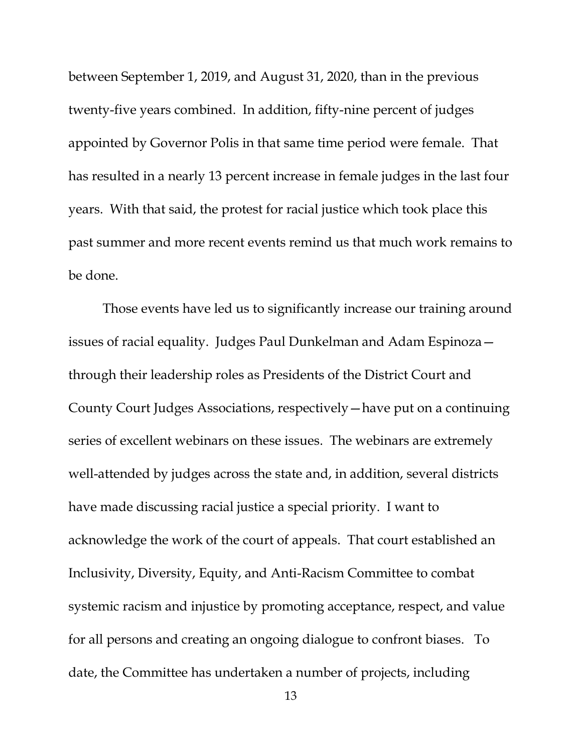between September 1, 2019, and August 31, 2020, than in the previous twenty-five years combined. In addition, fifty-nine percent of judges appointed by Governor Polis in that same time period were female. That has resulted in a nearly 13 percent increase in female judges in the last four years. With that said, the protest for racial justice which took place this past summer and more recent events remind us that much work remains to be done.

Those events have led us to significantly increase our training around issues of racial equality. Judges Paul Dunkelman and Adam Espinoza—through their leadership roles as Presidents of the District Court and County Court Judges Associations, respectively—have put on a continuing series of excellent webinars on these issues. The webinars are extremely well-attended by judges across the state and, in addition, several districts have made discussing racial justice a special priority. I want to acknowledge the work of the court of appeals. That court established an Inclusivity, Diversity, Equity, and Anti-Racism Committee to combat systemic racism and injustice by promoting acceptance, respect, and value for all persons and creating an ongoing dialogue to confront biases. To date, the Committee has undertaken a number of projects, including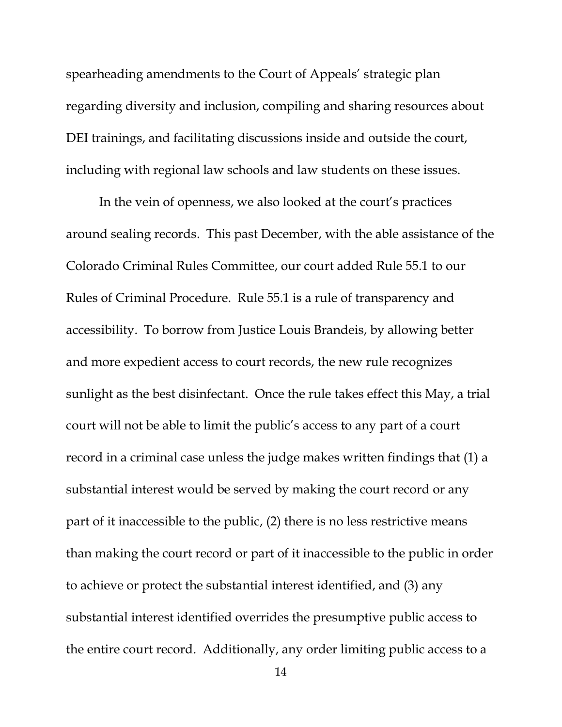spearheading amendments to the Court of Appeals' strategic plan regarding diversity and inclusion, compiling and sharing resources about DEI trainings, and facilitating discussions inside and outside the court, including with regional law schools and law students on these issues.

In the vein of openness, we also looked at the court's practices around sealing records. This past December, with the able assistance of the Colorado Criminal Rules Committee, our court added Rule 55.1 to our Rules of Criminal Procedure. Rule 55.1 is a rule of transparency and accessibility. To borrow from Justice Louis Brandeis, by allowing better and more expedient access to court records, the new rule recognizes sunlight as the best disinfectant. Once the rule takes effect this May, a trial court will not be able to limit the public's access to any part of a court record in a criminal case unless the judge makes written findings that (1) a substantial interest would be served by making the court record or any part of it inaccessible to the public, (2) there is no less restrictive means than making the court record or part of it inaccessible to the public in order to achieve or protect the substantial interest identified, and (3) any substantial interest identified overrides the presumptive public access to the entire court record. Additionally, any order limiting public access to a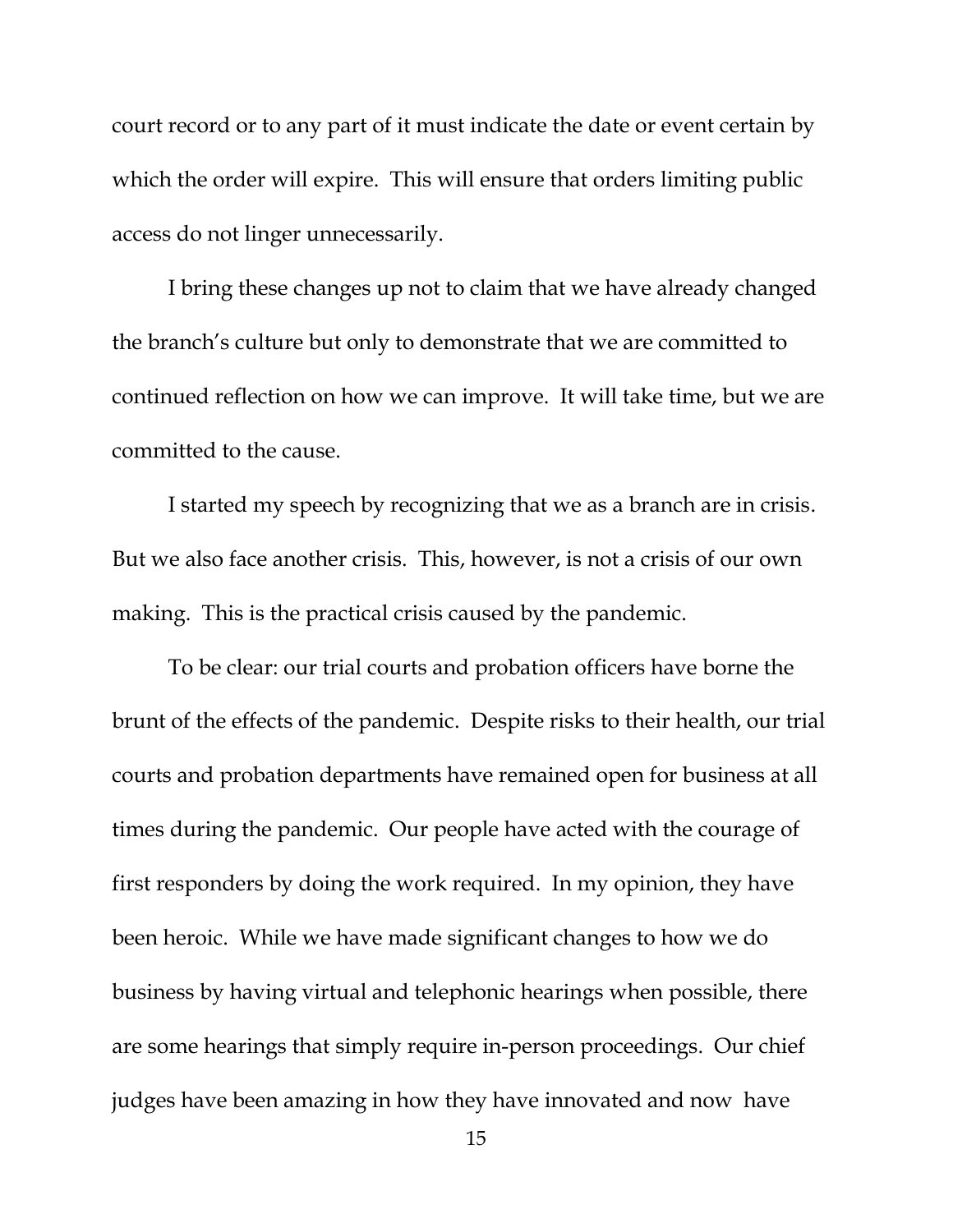court record or to any part of it must indicate the date or event certain by which the order will expire. This will ensure that orders limiting public access do not linger unnecessarily.

I bring these changes up not to claim that we have already changed the branch's culture but only to demonstrate that we are committed to continued reflection on how we can improve. It will take time, but we are committed to the cause.

I started my speech by recognizing that we as a branch are in crisis. But we also face another crisis. This, however, is not a crisis of our own making. This is the practical crisis caused by the pandemic.

To be clear: our trial courts and probation officers have borne the brunt of the effects of the pandemic. Despite risks to their health, our trial courts and probation departments have remained open for business at all times during the pandemic. Our people have acted with the courage of first responders by doing the work required. In my opinion, they have been heroic. While we have made significant changes to how we do business by having virtual and telephonic hearings when possible, there are some hearings that simply require in-person proceedings. Our chief judges have been amazing in how they have innovated and now have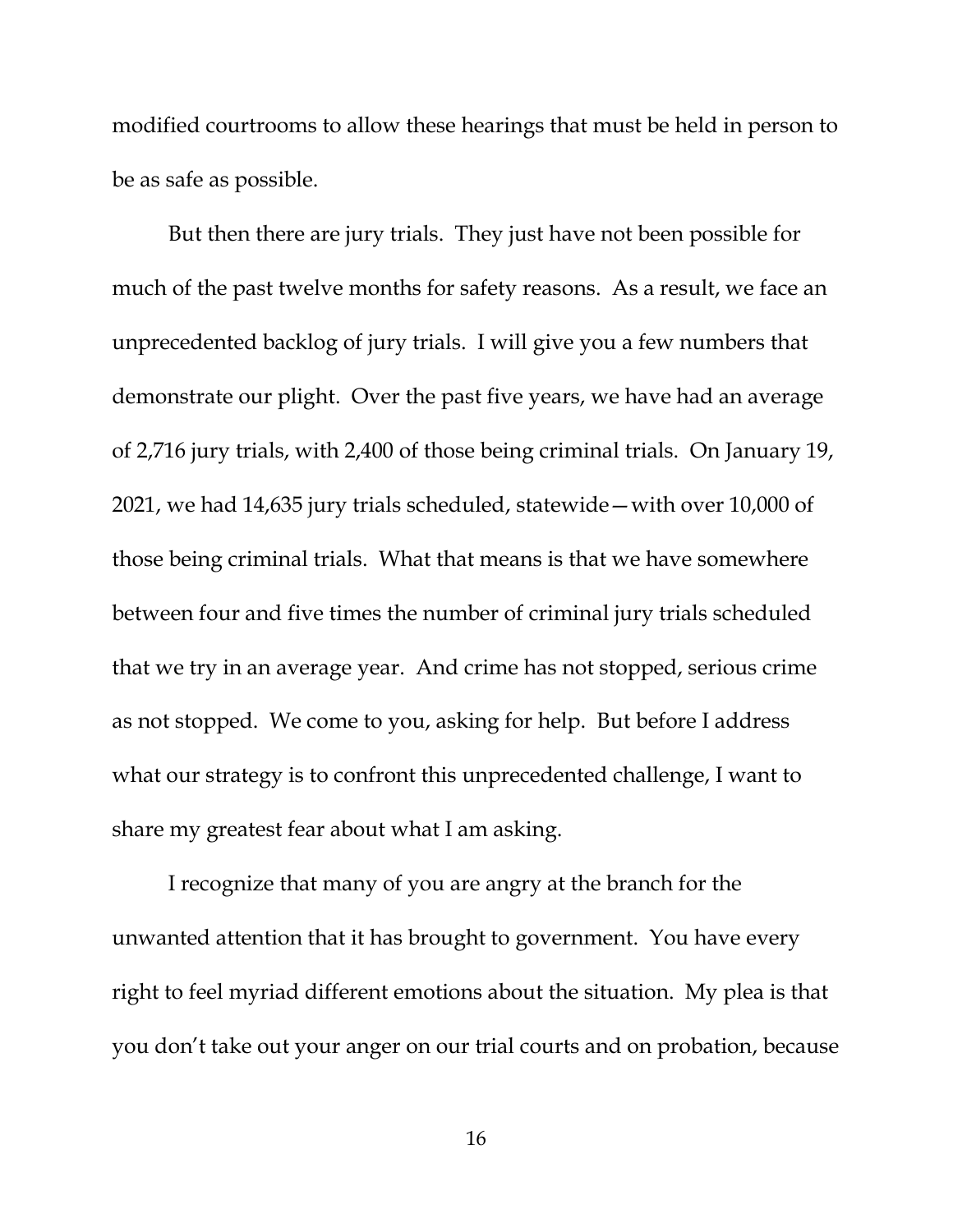modified courtrooms to allow these hearings that must be held in person to be as safe as possible.

But then there are jury trials. They just have not been possible for much of the past twelve months for safety reasons. As a result, we face an unprecedented backlog of jury trials. I will give you a few numbers that demonstrate our plight. Over the past five years, we have had an average of 2,716 jury trials, with 2,400 of those being criminal trials. On January 19, 2021, we had 14,635 jury trials scheduled, statewide—with over 10,000 of those being criminal trials. What that means is that we have somewhere between four and five times the number of criminal jury trials scheduled that we try in an average year. And crime has not stopped, serious crime as not stopped. We come to you, asking for help. But before I address what our strategy is to confront this unprecedented challenge, I want to share my greatest fear about what I am asking.

I recognize that many of you are angry at the branch for the unwanted attention that it has brought to government. You have every right to feel myriad different emotions about the situation. My plea is that you don't take out your anger on our trial courts and on probation, because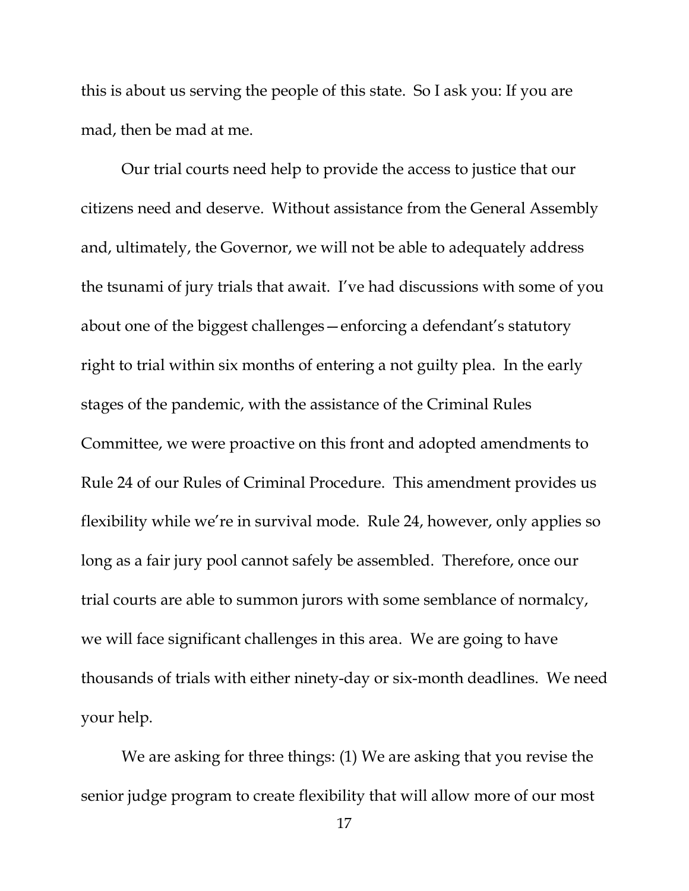this is about us serving the people of this state. So I ask you: If you are mad, then be mad at me.

Our trial courts need help to provide the access to justice that our citizens need and deserve. Without assistance from the General Assembly and, ultimately, the Governor, we will not be able to adequately address the tsunami of jury trials that await. I've had discussions with some of you about one of the biggest challenges—enforcing a defendant's statutory right to trial within six months of entering a not guilty plea. In the early stages of the pandemic, with the assistance of the Criminal Rules Committee, we were proactive on this front and adopted amendments to Rule 24 of our Rules of Criminal Procedure. This amendment provides us flexibility while we're in survival mode. Rule 24, however, only applies so long as a fair jury pool cannot safely be assembled. Therefore, once our trial courts are able to summon jurors with some semblance of normalcy, we will face significant challenges in this area. We are going to have thousands of trials with either ninety-day or six-month deadlines. We need your help.

We are asking for three things: (1) We are asking that you revise the senior judge program to create flexibility that will allow more of our most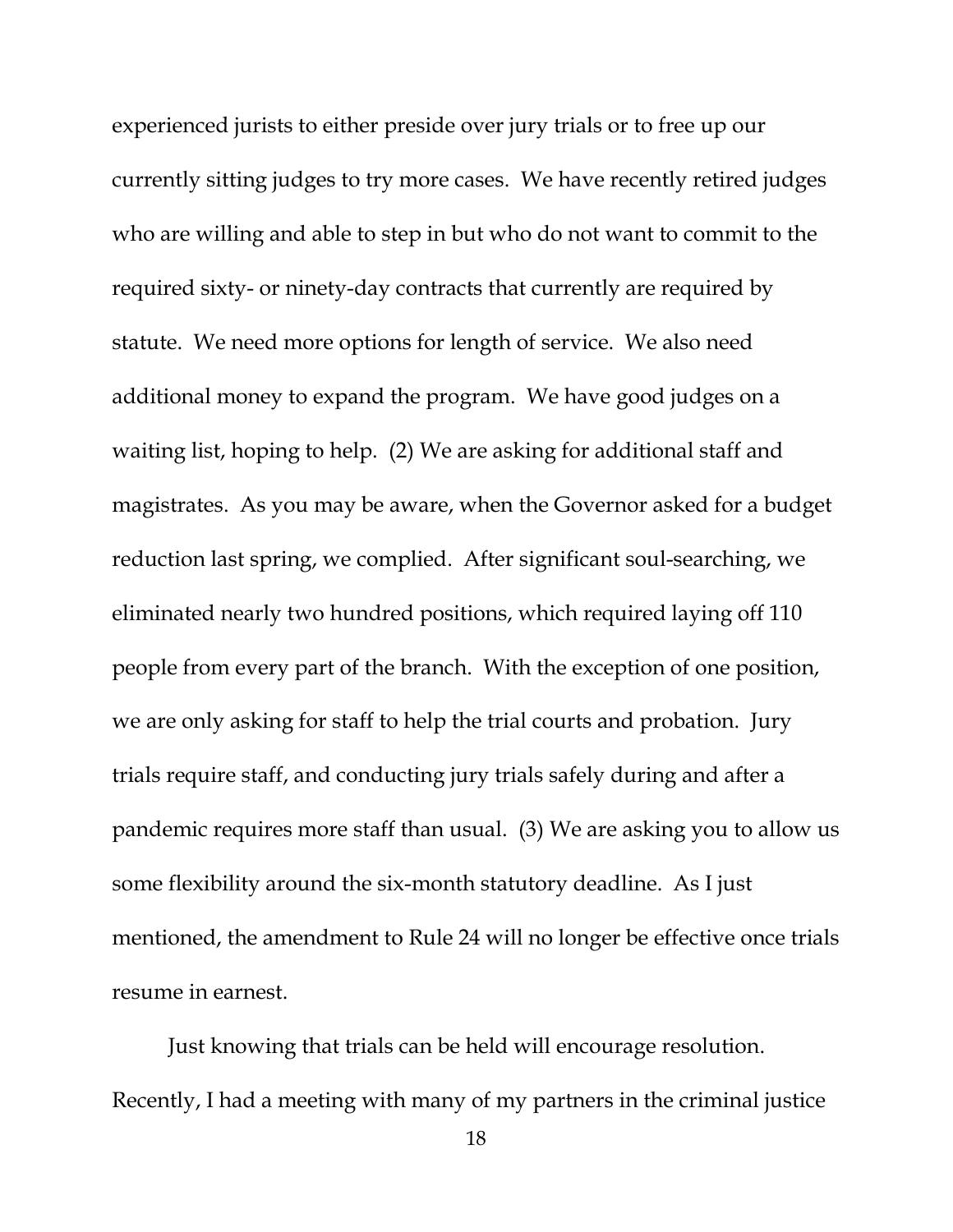experienced jurists to either preside over jury trials or to free up our currently sitting judges to try more cases. We have recently retired judges who are willing and able to step in but who do not want to commit to the required sixty- or ninety-day contracts that currently are required by statute. We need more options for length of service. We also need additional money to expand the program. We have good judges on a waiting list, hoping to help. (2) We are asking for additional staff and magistrates. As you may be aware, when the Governor asked for a budget reduction last spring, we complied. After significant soul-searching, we eliminated nearly two hundred positions, which required laying off 110 people from every part of the branch. With the exception of one position, we are only asking for staff to help the trial courts and probation. Jury trials require staff, and conducting jury trials safely during and after a pandemic requires more staff than usual. (3) We are asking you to allow us some flexibility around the six-month statutory deadline. As I just mentioned, the amendment to Rule 24 will no longer be effective once trials resume in earnest.

Just knowing that trials can be held will encourage resolution. Recently, I had a meeting with many of my partners in the criminal justice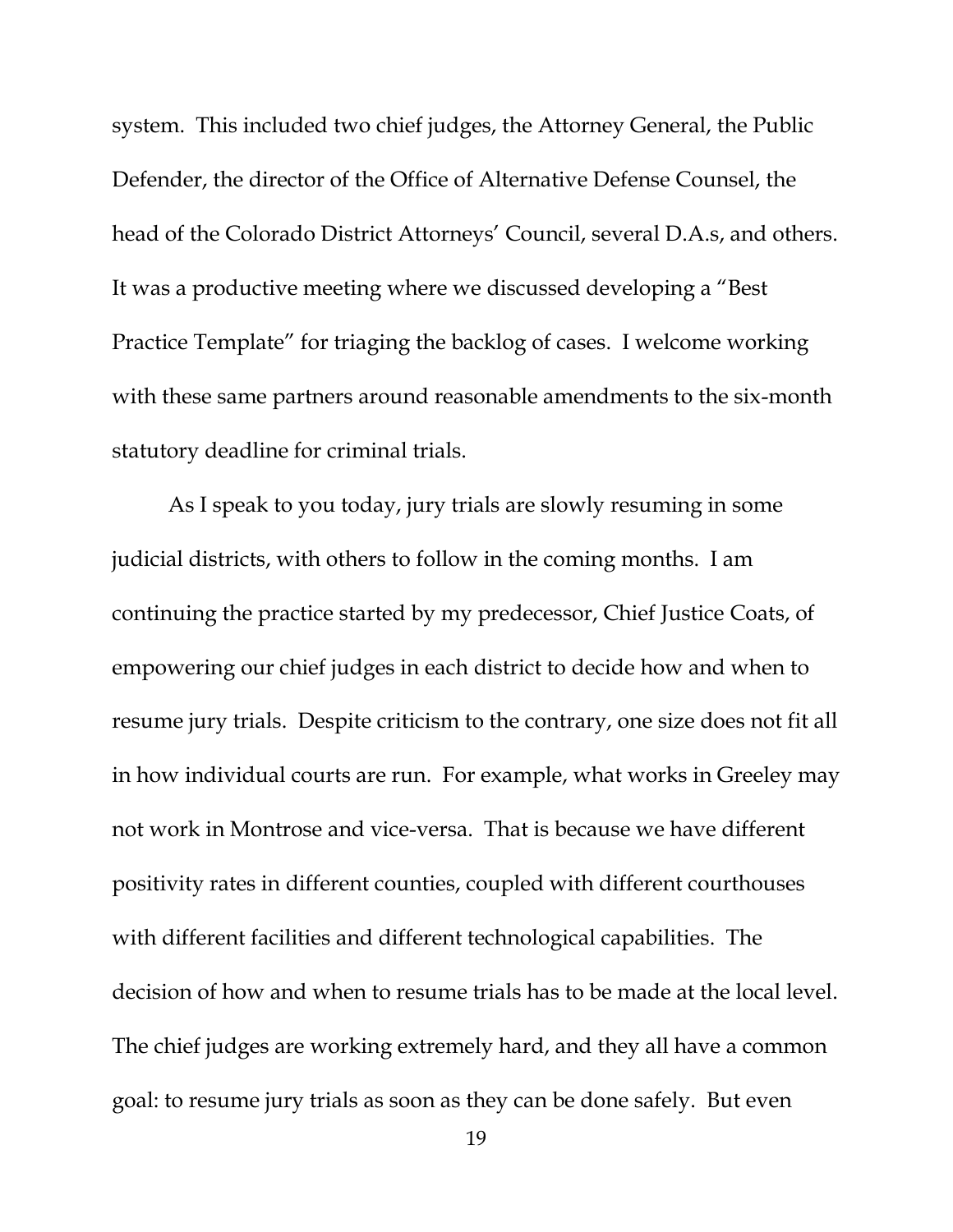system. This included two chief judges, the Attorney General, the Public Defender, the director of the Office of Alternative Defense Counsel, the head of the Colorado District Attorneys' Council, several D.A.s, and others. It was a productive meeting where we discussed developing a "Best Practice Template" for triaging the backlog of cases. I welcome working with these same partners around reasonable amendments to the six-month statutory deadline for criminal trials.

As I speak to you today, jury trials are slowly resuming in some judicial districts, with others to follow in the coming months. I am continuing the practice started by my predecessor, Chief Justice Coats, of empowering our chief judges in each district to decide how and when to resume jury trials. Despite criticism to the contrary, one size does not fit all in how individual courts are run. For example, what works in Greeley may not work in Montrose and vice-versa. That is because we have different positivity rates in different counties, coupled with different courthouses with different facilities and different technological capabilities. The decision of how and when to resume trials has to be made at the local level. The chief judges are working extremely hard, and they all have a common goal: to resume jury trials as soon as they can be done safely. But even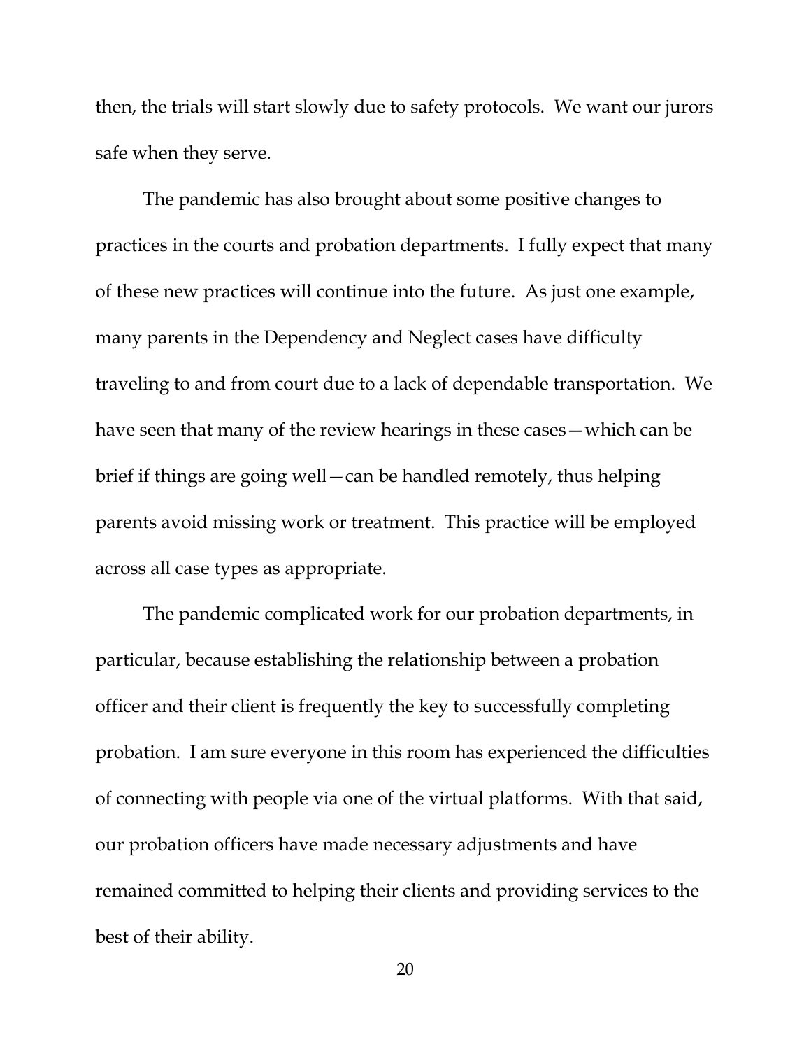then, the trials will start slowly due to safety protocols. We want our jurors safe when they serve.

The pandemic has also brought about some positive changes to practices in the courts and probation departments. I fully expect that many of these new practices will continue into the future. As just one example, many parents in the Dependency and Neglect cases have difficulty traveling to and from court due to a lack of dependable transportation. We have seen that many of the review hearings in these cases—which can be brief if things are going well—can be handled remotely, thus helping parents avoid missing work or treatment. This practice will be employed across all case types as appropriate.

The pandemic complicated work for our probation departments, in particular, because establishing the relationship between a probation officer and their client is frequently the key to successfully completing probation. I am sure everyone in this room has experienced the difficulties of connecting with people via one of the virtual platforms. With that said, our probation officers have made necessary adjustments and have remained committed to helping their clients and providing services to the best of their ability.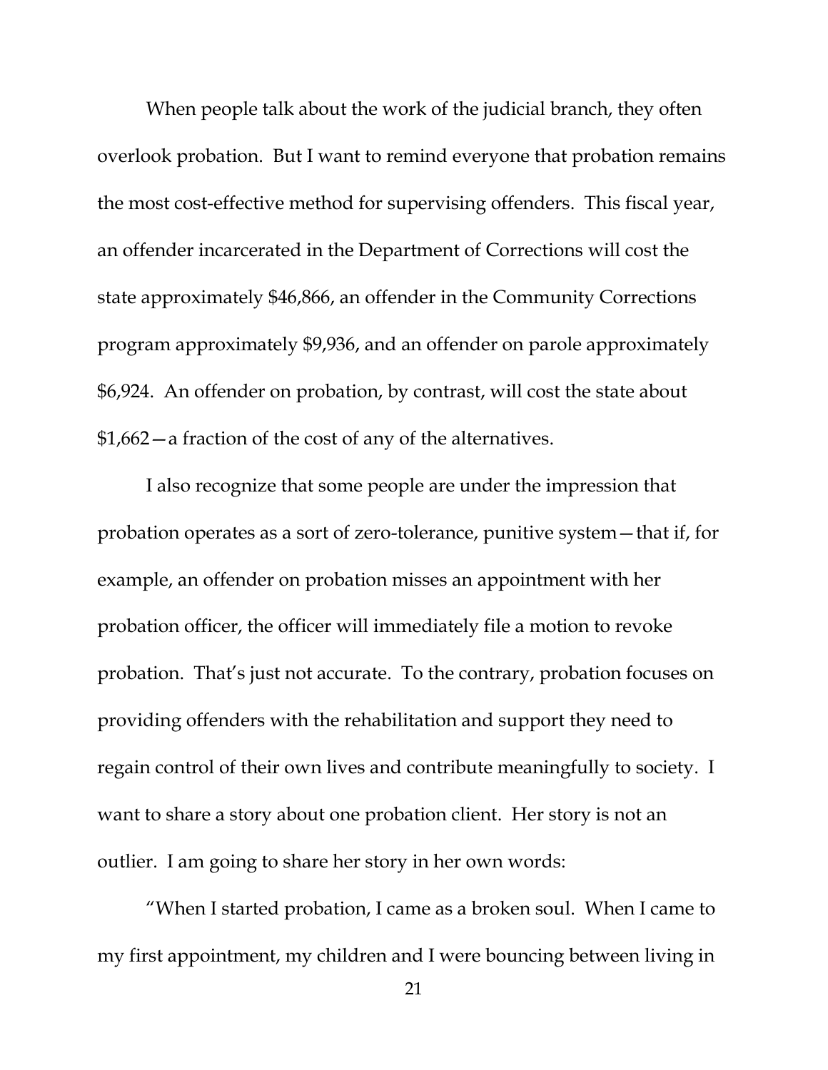When people talk about the work of the judicial branch, they often overlook probation. But I want to remind everyone that probation remains the most cost-effective method for supervising offenders. This fiscal year, an offender incarcerated in the Department of Corrections will cost the state approximately $46,866, an offender in the Community Corrections program approximately $9,936, and an offender on parole approximately $6,924. An offender on probation, by contrast, will cost the state about $1,662—a fraction of the cost of any of the alternatives.

I also recognize that some people are under the impression that probation operates as a sort of zero-tolerance, punitive system—that if, for example, an offender on probation misses an appointment with her probation officer, the officer will immediately file a motion to revoke probation. That's just not accurate. To the contrary, probation focuses on providing offenders with the rehabilitation and support they need to regain control of their own lives and contribute meaningfully to society. I want to share a story about one probation client. Her story is not an outlier. I am going to share her story in her own words:

"When I started probation, I came as a broken soul. When I came to my first appointment, my children and I were bouncing between living in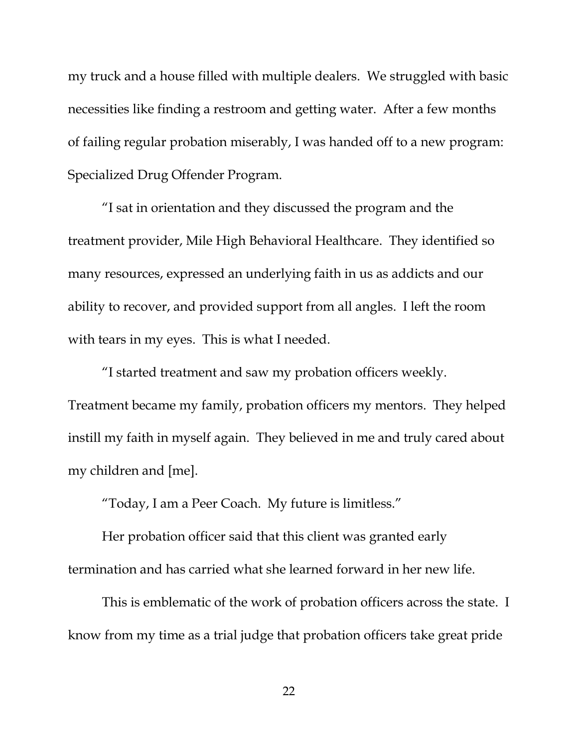my truck and a house filled with multiple dealers. We struggled with basic necessities like finding a restroom and getting water. After a few months of failing regular probation miserably, I was handed off to a new program: Specialized Drug Offender Program.

"I sat in orientation and they discussed the program and the treatment provider, Mile High Behavioral Healthcare. They identified so many resources, expressed an underlying faith in us as addicts and our ability to recover, and provided support from all angles. I left the room with tears in my eyes. This is what I needed.

"I started treatment and saw my probation officers weekly. Treatment became my family, probation officers my mentors. They helped instill my faith in myself again. They believed in me and truly cared about my children and [me].

"Today, I am a Peer Coach. My future is limitless."

Her probation officer said that this client was granted early termination and has carried what she learned forward in her new life.

This is emblematic of the work of probation officers across the state. I know from my time as a trial judge that probation officers take great pride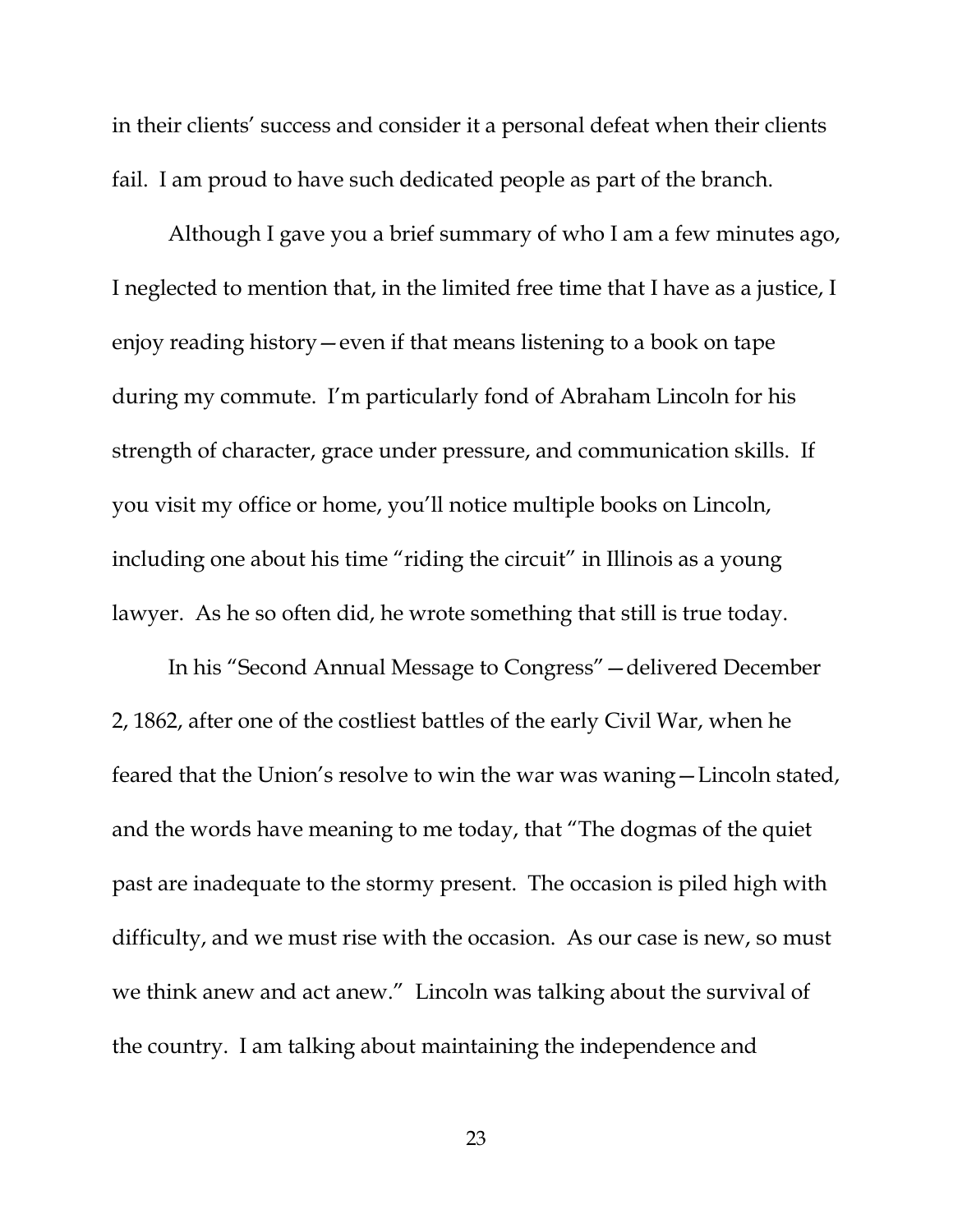in their clients' success and consider it a personal defeat when their clients fail. I am proud to have such dedicated people as part of the branch.

Although I gave you a brief summary of who I am a few minutes ago, I neglected to mention that, in the limited free time that I have as a justice, I enjoy reading history—even if that means listening to a book on tape during my commute. I'm particularly fond of Abraham Lincoln for his strength of character, grace under pressure, and communication skills. If you visit my office or home, you'll notice multiple books on Lincoln, including one about his time "riding the circuit" in Illinois as a young lawyer. As he so often did, he wrote something that still is true today.

In his "Second Annual Message to Congress"—delivered December 2, 1862, after one of the costliest battles of the early Civil War, when he feared that the Union's resolve to win the war was waning—Lincoln stated, and the words have meaning to me today, that "The dogmas of the quiet past are inadequate to the stormy present. The occasion is piled high with difficulty, and we must rise with the occasion. As our case is new, so must we think anew and act anew." Lincoln was talking about the survival of the country. I am talking about maintaining the independence and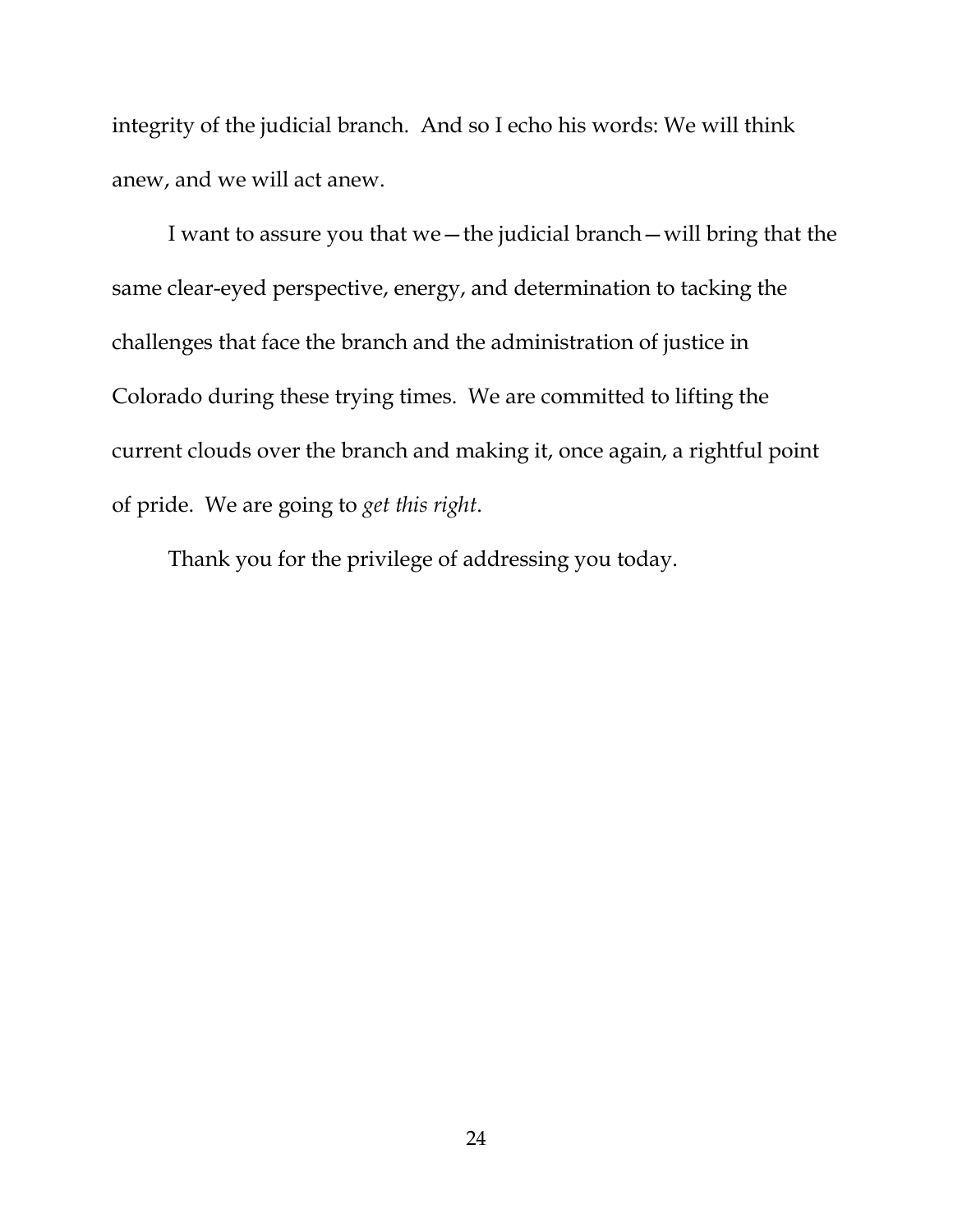integrity of the judicial branch. And so I echo his words: We will think anew, and we will act anew.

I want to assure you that we—the judicial branch—will bring that the same clear-eyed perspective, energy, and determination to tacking the challenges that face the branch and the administration of justice in Colorado during these trying times. We are committed to lifting the current clouds over the branch and making it, once again, a rightful point of pride. We are going to *get this right*.

Thank you for the privilege of addressing you today.